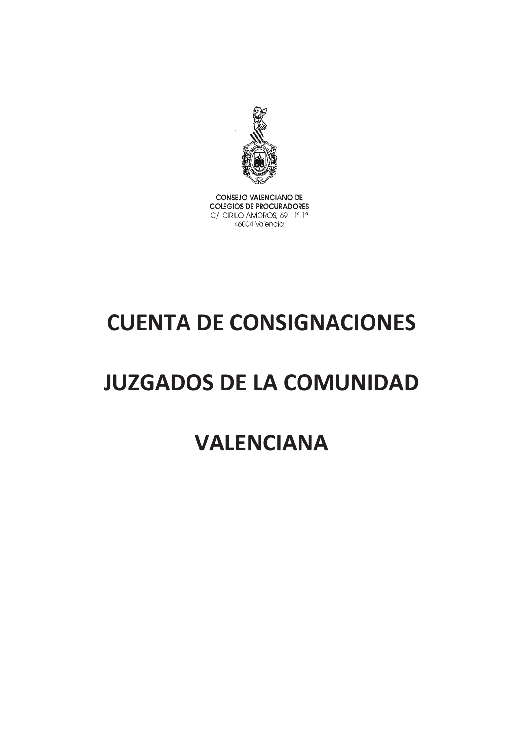CONSEJO VALENCIANO DE
COLEGIOS DE PROCURADORES
C/. CIRILO AMOROS, 69 - 1º-1ª
46004 Valencia

# CUENTA DE CONSIGNACIONES

# JUZGADOS DE LA COMUNIDAD

# VALENCIANA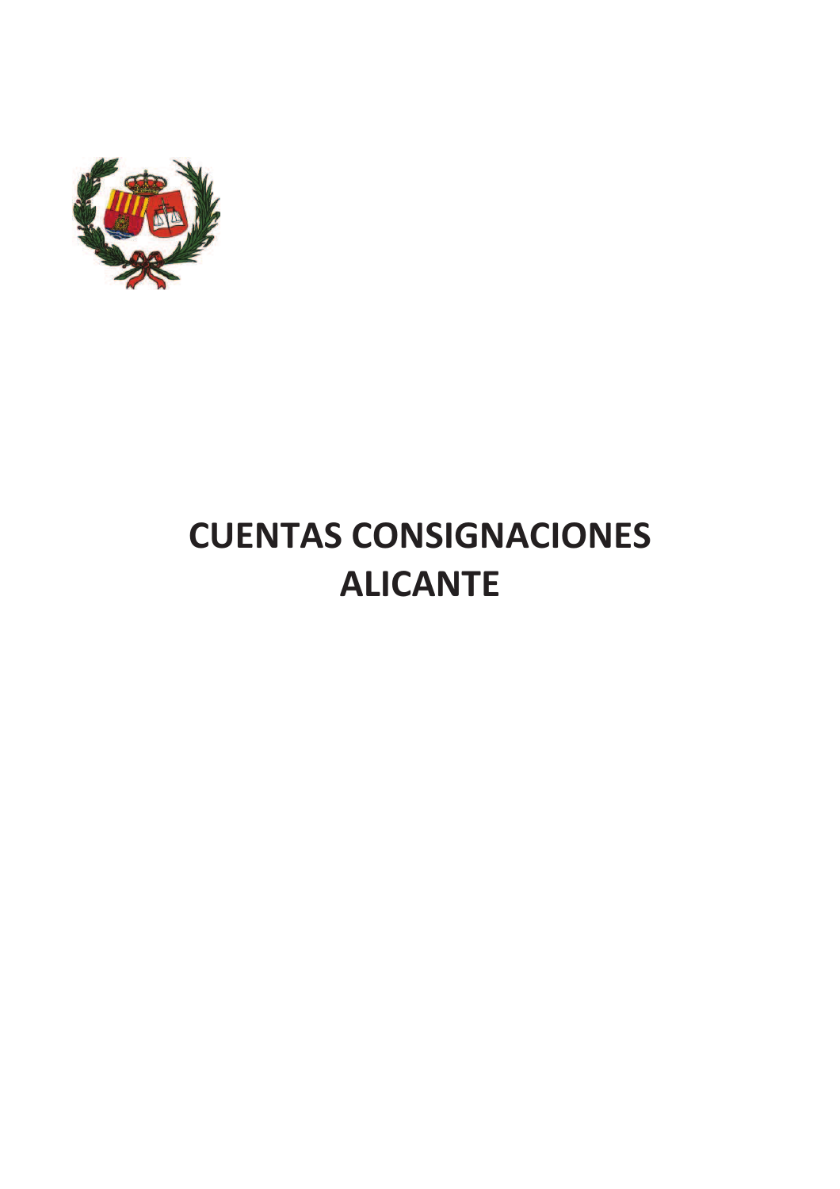# CUENTAS CONSIGNACIONES ALICANTE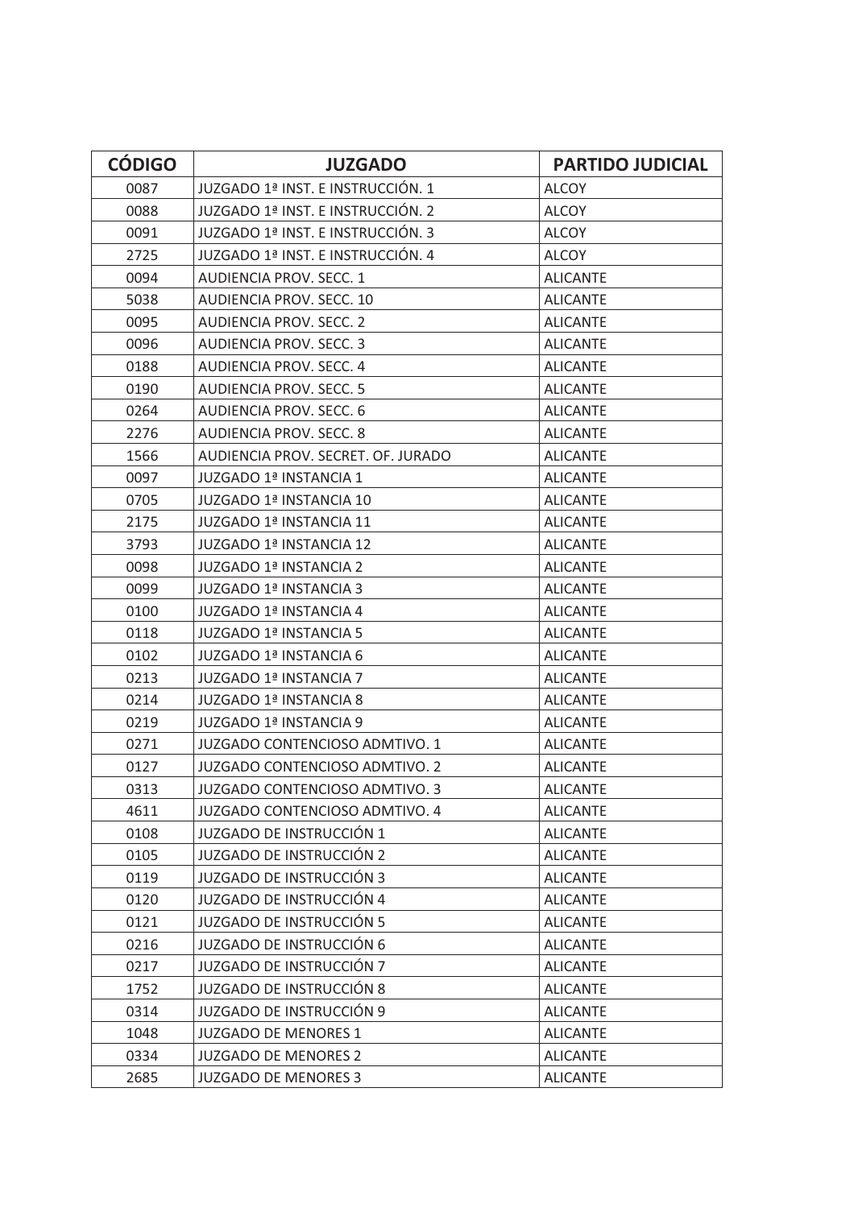| CÓDIGO | JUZGADO | PARTIDO JUDICIAL |
| --- | --- | --- |
| 0087 | JUZGADO 1ª INST. E INSTRUCCIÓN. 1 | ALCOY |
| 0088 | JUZGADO 1ª INST. E INSTRUCCIÓN. 2 | ALCOY |
| 0091 | JUZGADO 1ª INST. E INSTRUCCIÓN. 3 | ALCOY |
| 2725 | JUZGADO 1ª INST. E INSTRUCCIÓN. 4 | ALCOY |
| 0094 | AUDIENCIA PROV. SECC. 1 | ALICANTE |
| 5038 | AUDIENCIA PROV. SECC. 10 | ALICANTE |
| 0095 | AUDIENCIA PROV. SECC. 2 | ALICANTE |
| 0096 | AUDIENCIA PROV. SECC. 3 | ALICANTE |
| 0188 | AUDIENCIA PROV. SECC. 4 | ALICANTE |
| 0190 | AUDIENCIA PROV. SECC. 5 | ALICANTE |
| 0264 | AUDIENCIA PROV. SECC. 6 | ALICANTE |
| 2276 | AUDIENCIA PROV. SECC. 8 | ALICANTE |
| 1566 | AUDIENCIA PROV. SECRET. OF. JURADO | ALICANTE |
| 0097 | JUZGADO 1ª INSTANCIA 1 | ALICANTE |
| 0705 | JUZGADO 1ª INSTANCIA 10 | ALICANTE |
| 2175 | JUZGADO 1ª INSTANCIA 11 | ALICANTE |
| 3793 | JUZGADO 1ª INSTANCIA 12 | ALICANTE |
| 0098 | JUZGADO 1ª INSTANCIA 2 | ALICANTE |
| 0099 | JUZGADO 1ª INSTANCIA 3 | ALICANTE |
| 0100 | JUZGADO 1ª INSTANCIA 4 | ALICANTE |
| 0118 | JUZGADO 1ª INSTANCIA 5 | ALICANTE |
| 0102 | JUZGADO 1ª INSTANCIA 6 | ALICANTE |
| 0213 | JUZGADO 1ª INSTANCIA 7 | ALICANTE |
| 0214 | JUZGADO 1ª INSTANCIA 8 | ALICANTE |
| 0219 | JUZGADO 1ª INSTANCIA 9 | ALICANTE |
| 0271 | JUZGADO CONTENCIOSO ADMTIVO. 1 | ALICANTE |
| 0127 | JUZGADO CONTENCIOSO ADMTIVO. 2 | ALICANTE |
| 0313 | JUZGADO CONTENCIOSO ADMTIVO. 3 | ALICANTE |
| 4611 | JUZGADO CONTENCIOSO ADMTIVO. 4 | ALICANTE |
| 0108 | JUZGADO DE INSTRUCCIÓN 1 | ALICANTE |
| 0105 | JUZGADO DE INSTRUCCIÓN 2 | ALICANTE |
| 0119 | JUZGADO DE INSTRUCCIÓN 3 | ALICANTE |
| 0120 | JUZGADO DE INSTRUCCIÓN 4 | ALICANTE |
| 0121 | JUZGADO DE INSTRUCCIÓN 5 | ALICANTE |
| 0216 | JUZGADO DE INSTRUCCIÓN 6 | ALICANTE |
| 0217 | JUZGADO DE INSTRUCCIÓN 7 | ALICANTE |
| 1752 | JUZGADO DE INSTRUCCIÓN 8 | ALICANTE |
| 0314 | JUZGADO DE INSTRUCCIÓN 9 | ALICANTE |
| 1048 | JUZGADO DE MENORES 1 | ALICANTE |
| 0334 | JUZGADO DE MENORES 2 | ALICANTE |
| 2685 | JUZGADO DE MENORES 3 | ALICANTE |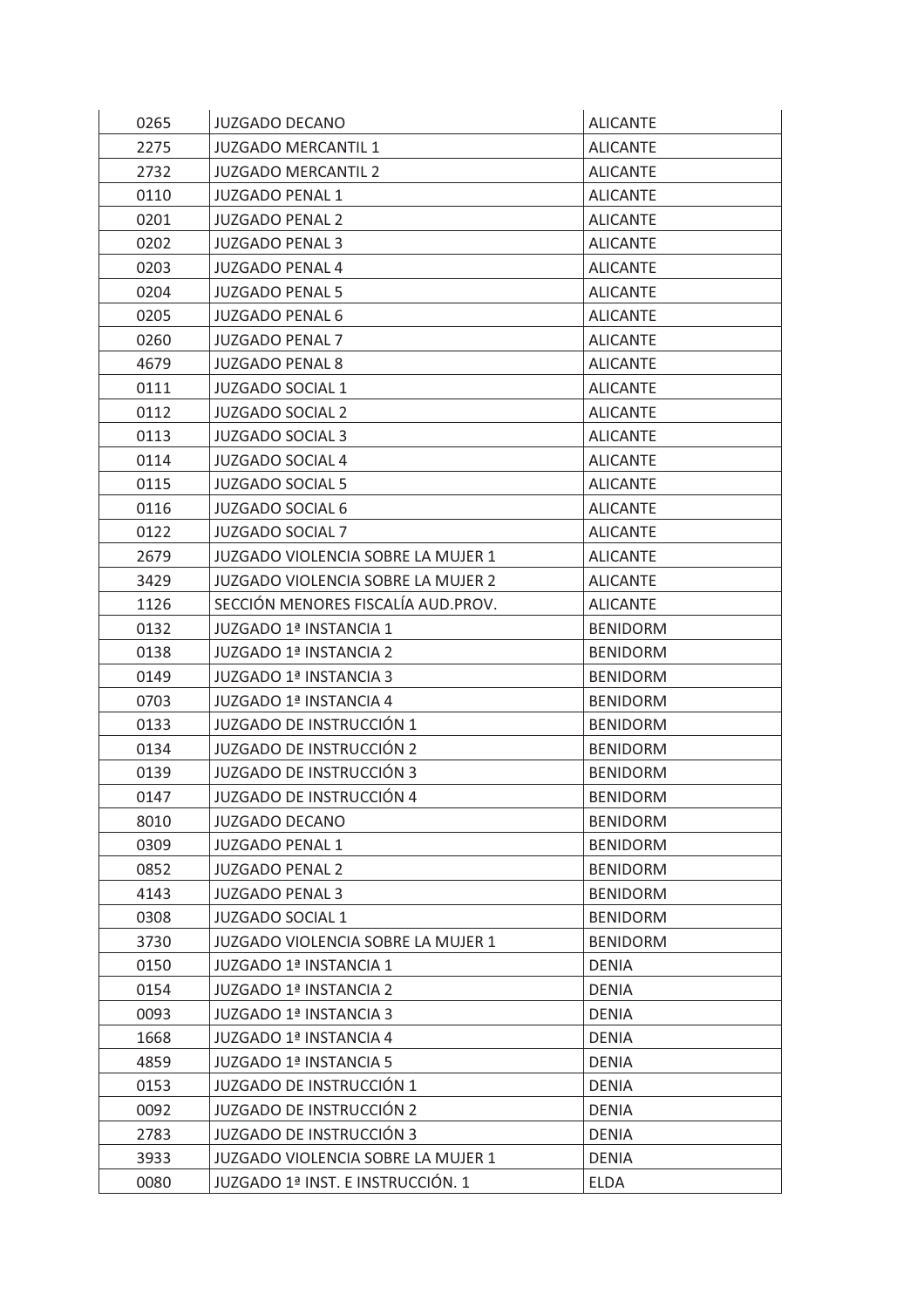| 0265 | JUZGADO DECANO | ALICANTE |
|---|---|---|
| 2275 | JUZGADO MERCANTIL 1 | ALICANTE |
| 2732 | JUZGADO MERCANTIL 2 | ALICANTE |
| 0110 | JUZGADO PENAL 1 | ALICANTE |
| 0201 | JUZGADO PENAL 2 | ALICANTE |
| 0202 | JUZGADO PENAL 3 | ALICANTE |
| 0203 | JUZGADO PENAL 4 | ALICANTE |
| 0204 | JUZGADO PENAL 5 | ALICANTE |
| 0205 | JUZGADO PENAL 6 | ALICANTE |
| 0260 | JUZGADO PENAL 7 | ALICANTE |
| 4679 | JUZGADO PENAL 8 | ALICANTE |
| 0111 | JUZGADO SOCIAL 1 | ALICANTE |
| 0112 | JUZGADO SOCIAL 2 | ALICANTE |
| 0113 | JUZGADO SOCIAL 3 | ALICANTE |
| 0114 | JUZGADO SOCIAL 4 | ALICANTE |
| 0115 | JUZGADO SOCIAL 5 | ALICANTE |
| 0116 | JUZGADO SOCIAL 6 | ALICANTE |
| 0122 | JUZGADO SOCIAL 7 | ALICANTE |
| 2679 | JUZGADO VIOLENCIA SOBRE LA MUJER 1 | ALICANTE |
| 3429 | JUZGADO VIOLENCIA SOBRE LA MUJER 2 | ALICANTE |
| 1126 | SECCIÓN MENORES FISCALÍA AUD.PROV. | ALICANTE |
| 0132 | JUZGADO 1ª INSTANCIA 1 | BENIDORM |
| 0138 | JUZGADO 1ª INSTANCIA 2 | BENIDORM |
| 0149 | JUZGADO 1ª INSTANCIA 3 | BENIDORM |
| 0703 | JUZGADO 1ª INSTANCIA 4 | BENIDORM |
| 0133 | JUZGADO DE INSTRUCCIÓN 1 | BENIDORM |
| 0134 | JUZGADO DE INSTRUCCIÓN 2 | BENIDORM |
| 0139 | JUZGADO DE INSTRUCCIÓN 3 | BENIDORM |
| 0147 | JUZGADO DE INSTRUCCIÓN 4 | BENIDORM |
| 8010 | JUZGADO DECANO | BENIDORM |
| 0309 | JUZGADO PENAL 1 | BENIDORM |
| 0852 | JUZGADO PENAL 2 | BENIDORM |
| 4143 | JUZGADO PENAL 3 | BENIDORM |
| 0308 | JUZGADO SOCIAL 1 | BENIDORM |
| 3730 | JUZGADO VIOLENCIA SOBRE LA MUJER 1 | BENIDORM |
| 0150 | JUZGADO 1ª INSTANCIA 1 | DENIA |
| 0154 | JUZGADO 1ª INSTANCIA 2 | DENIA |
| 0093 | JUZGADO 1ª INSTANCIA 3 | DENIA |
| 1668 | JUZGADO 1ª INSTANCIA 4 | DENIA |
| 4859 | JUZGADO 1ª INSTANCIA 5 | DENIA |
| 0153 | JUZGADO DE INSTRUCCIÓN 1 | DENIA |
| 0092 | JUZGADO DE INSTRUCCIÓN 2 | DENIA |
| 2783 | JUZGADO DE INSTRUCCIÓN 3 | DENIA |
| 3933 | JUZGADO VIOLENCIA SOBRE LA MUJER 1 | DENIA |
| 0080 | JUZGADO 1ª INST. E INSTRUCCIÓN. 1 | ELDA |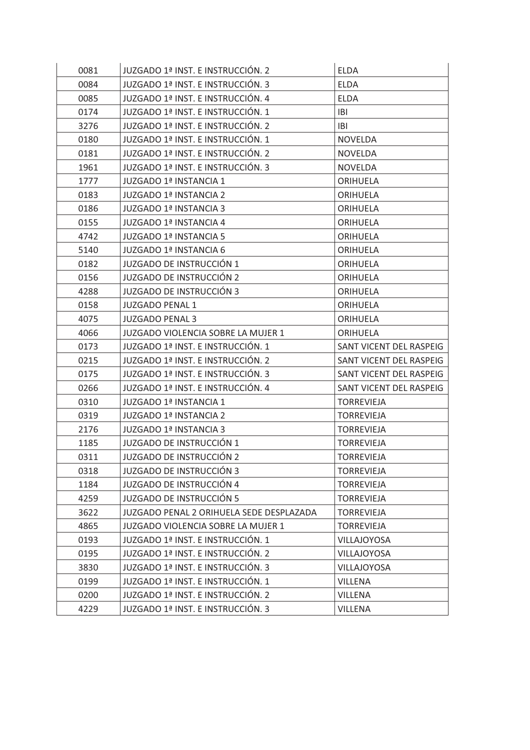| 0081 | JUZGADO 1ª INST. E INSTRUCCIÓN. 2 | ELDA |
|---|---|---|
| 0084 | JUZGADO 1ª INST. E INSTRUCCIÓN. 3 | ELDA |
| 0085 | JUZGADO 1ª INST. E INSTRUCCIÓN. 4 | ELDA |
| 0174 | JUZGADO 1ª INST. E INSTRUCCIÓN. 1 | IBI |
| 3276 | JUZGADO 1ª INST. E INSTRUCCIÓN. 2 | IBI |
| 0180 | JUZGADO 1ª INST. E INSTRUCCIÓN. 1 | NOVELDA |
| 0181 | JUZGADO 1ª INST. E INSTRUCCIÓN. 2 | NOVELDA |
| 1961 | JUZGADO 1ª INST. E INSTRUCCIÓN. 3 | NOVELDA |
| 1777 | JUZGADO 1ª INSTANCIA 1 | ORIHUELA |
| 0183 | JUZGADO 1ª INSTANCIA 2 | ORIHUELA |
| 0186 | JUZGADO 1ª INSTANCIA 3 | ORIHUELA |
| 0155 | JUZGADO 1ª INSTANCIA 4 | ORIHUELA |
| 4742 | JUZGADO 1ª INSTANCIA 5 | ORIHUELA |
| 5140 | JUZGADO 1ª INSTANCIA 6 | ORIHUELA |
| 0182 | JUZGADO DE INSTRUCCIÓN 1 | ORIHUELA |
| 0156 | JUZGADO DE INSTRUCCIÓN 2 | ORIHUELA |
| 4288 | JUZGADO DE INSTRUCCIÓN 3 | ORIHUELA |
| 0158 | JUZGADO PENAL 1 | ORIHUELA |
| 4075 | JUZGADO PENAL 3 | ORIHUELA |
| 4066 | JUZGADO VIOLENCIA SOBRE LA MUJER 1 | ORIHUELA |
| 0173 | JUZGADO 1ª INST. E INSTRUCCIÓN. 1 | SANT VICENT DEL RASPEIG |
| 0215 | JUZGADO 1ª INST. E INSTRUCCIÓN. 2 | SANT VICENT DEL RASPEIG |
| 0175 | JUZGADO 1ª INST. E INSTRUCCIÓN. 3 | SANT VICENT DEL RASPEIG |
| 0266 | JUZGADO 1ª INST. E INSTRUCCIÓN. 4 | SANT VICENT DEL RASPEIG |
| 0310 | JUZGADO 1ª INSTANCIA 1 | TORREVIEJA |
| 0319 | JUZGADO 1ª INSTANCIA 2 | TORREVIEJA |
| 2176 | JUZGADO 1ª INSTANCIA 3 | TORREVIEJA |
| 1185 | JUZGADO DE INSTRUCCIÓN 1 | TORREVIEJA |
| 0311 | JUZGADO DE INSTRUCCIÓN 2 | TORREVIEJA |
| 0318 | JUZGADO DE INSTRUCCIÓN 3 | TORREVIEJA |
| 1184 | JUZGADO DE INSTRUCCIÓN 4 | TORREVIEJA |
| 4259 | JUZGADO DE INSTRUCCIÓN 5 | TORREVIEJA |
| 3622 | JUZGADO PENAL 2 ORIHUELA SEDE DESPLAZADA | TORREVIEJA |
| 4865 | JUZGADO VIOLENCIA SOBRE LA MUJER 1 | TORREVIEJA |
| 0193 | JUZGADO 1ª INST. E INSTRUCCIÓN. 1 | VILLAJOYOSA |
| 0195 | JUZGADO 1ª INST. E INSTRUCCIÓN. 2 | VILLAJOYOSA |
| 3830 | JUZGADO 1ª INST. E INSTRUCCIÓN. 3 | VILLAJOYOSA |
| 0199 | JUZGADO 1ª INST. E INSTRUCCIÓN. 1 | VILLENA |
| 0200 | JUZGADO 1ª INST. E INSTRUCCIÓN. 2 | VILLENA |
| 4229 | JUZGADO 1ª INST. E INSTRUCCIÓN. 3 | VILLENA |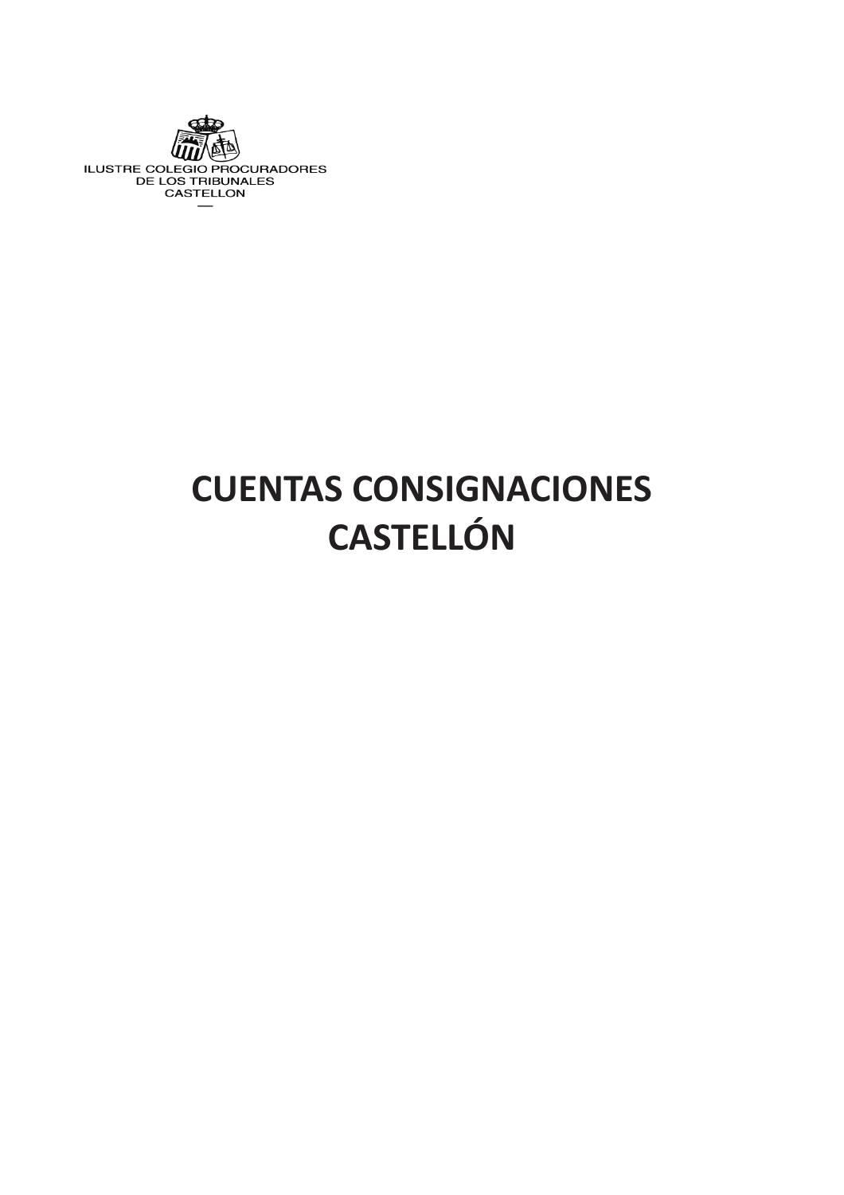ILUSTRE COLEGIO PROCURADORES
DE LOS TRIBUNALES
CASTELLON

# CUENTAS CONSIGNACIONES CASTELLÓN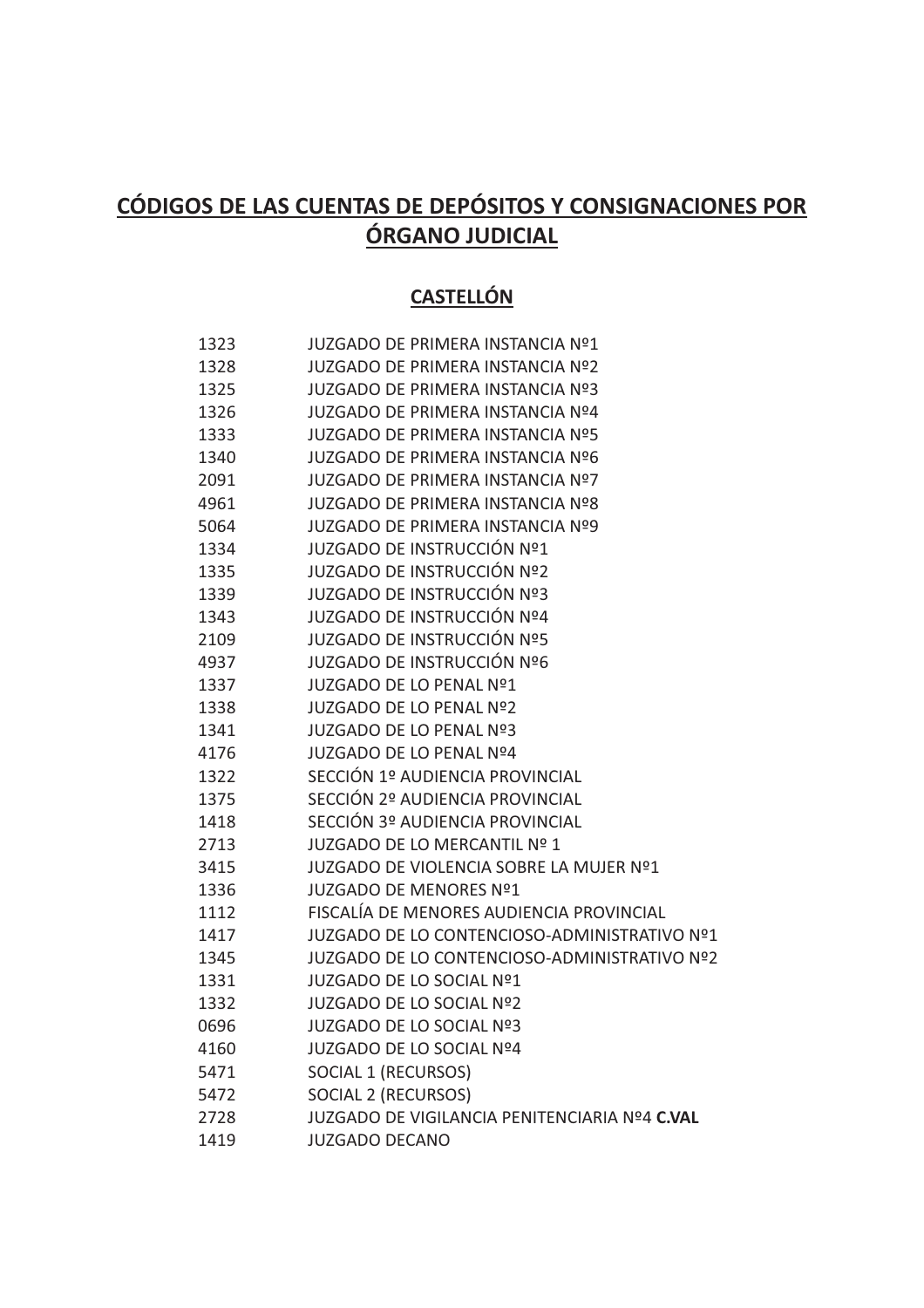# CÓDIGOS DE LAS CUENTAS DE DEPÓSITOS Y CONSIGNACIONES POR ÓRGANO JUDICIAL

## CASTELLÓN

| | |
|---|---|
| 1323 | JUZGADO DE PRIMERA INSTANCIA Nº1 |
| 1328 | JUZGADO DE PRIMERA INSTANCIA Nº2 |
| 1325 | JUZGADO DE PRIMERA INSTANCIA Nº3 |
| 1326 | JUZGADO DE PRIMERA INSTANCIA Nº4 |
| 1333 | JUZGADO DE PRIMERA INSTANCIA Nº5 |
| 1340 | JUZGADO DE PRIMERA INSTANCIA Nº6 |
| 2091 | JUZGADO DE PRIMERA INSTANCIA Nº7 |
| 4961 | JUZGADO DE PRIMERA INSTANCIA Nº8 |
| 5064 | JUZGADO DE PRIMERA INSTANCIA Nº9 |
| 1334 | JUZGADO DE INSTRUCCIÓN Nº1 |
| 1335 | JUZGADO DE INSTRUCCIÓN Nº2 |
| 1339 | JUZGADO DE INSTRUCCIÓN Nº3 |
| 1343 | JUZGADO DE INSTRUCCIÓN Nº4 |
| 2109 | JUZGADO DE INSTRUCCIÓN Nº5 |
| 4937 | JUZGADO DE INSTRUCCIÓN Nº6 |
| 1337 | JUZGADO DE LO PENAL Nº1 |
| 1338 | JUZGADO DE LO PENAL Nº2 |
| 1341 | JUZGADO DE LO PENAL Nº3 |
| 4176 | JUZGADO DE LO PENAL Nº4 |
| 1322 | SECCIÓN 1º AUDIENCIA PROVINCIAL |
| 1375 | SECCIÓN 2º AUDIENCIA PROVINCIAL |
| 1418 | SECCIÓN 3º AUDIENCIA PROVINCIAL |
| 2713 | JUZGADO DE LO MERCANTIL Nº 1 |
| 3415 | JUZGADO DE VIOLENCIA SOBRE LA MUJER Nº1 |
| 1336 | JUZGADO DE MENORES Nº1 |
| 1112 | FISCALÍA DE MENORES AUDIENCIA PROVINCIAL |
| 1417 | JUZGADO DE LO CONTENCIOSO-ADMINISTRATIVO Nº1 |
| 1345 | JUZGADO DE LO CONTENCIOSO-ADMINISTRATIVO Nº2 |
| 1331 | JUZGADO DE LO SOCIAL Nº1 |
| 1332 | JUZGADO DE LO SOCIAL Nº2 |
| 0696 | JUZGADO DE LO SOCIAL Nº3 |
| 4160 | JUZGADO DE LO SOCIAL Nº4 |
| 5471 | SOCIAL 1 (RECURSOS) |
| 5472 | SOCIAL 2 (RECURSOS) |
| 2728 | JUZGADO DE VIGILANCIA PENITENCIARIA Nº4 **C.VAL** |
| 1419 | JUZGADO DECANO |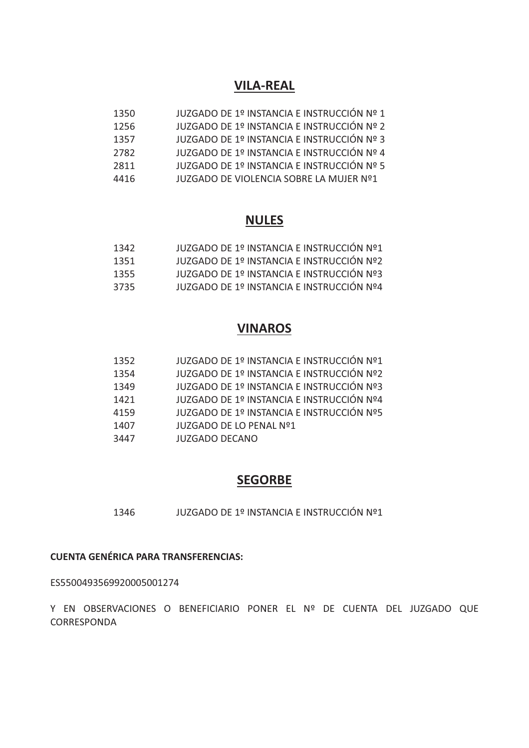## VILA-REAL

| | |
|---|---|
| 1350 | JUZGADO DE 1º INSTANCIA E INSTRUCCIÓN Nº 1 |
| 1256 | JUZGADO DE 1º INSTANCIA E INSTRUCCIÓN Nº 2 |
| 1357 | JUZGADO DE 1º INSTANCIA E INSTRUCCIÓN Nº 3 |
| 2782 | JUZGADO DE 1º INSTANCIA E INSTRUCCIÓN Nº 4 |
| 2811 | JUZGADO DE 1º INSTANCIA E INSTRUCCIÓN Nº 5 |
| 4416 | JUZGADO DE VIOLENCIA SOBRE LA MUJER Nº1 |

## NULES

| | |
|---|---|
| 1342 | JUZGADO DE 1º INSTANCIA E INSTRUCCIÓN Nº1 |
| 1351 | JUZGADO DE 1º INSTANCIA E INSTRUCCIÓN Nº2 |
| 1355 | JUZGADO DE 1º INSTANCIA E INSTRUCCIÓN Nº3 |
| 3735 | JUZGADO DE 1º INSTANCIA E INSTRUCCIÓN Nº4 |

## VINAROS

| | |
|---|---|
| 1352 | JUZGADO DE 1º INSTANCIA E INSTRUCCIÓN Nº1 |
| 1354 | JUZGADO DE 1º INSTANCIA E INSTRUCCIÓN Nº2 |
| 1349 | JUZGADO DE 1º INSTANCIA E INSTRUCCIÓN Nº3 |
| 1421 | JUZGADO DE 1º INSTANCIA E INSTRUCCIÓN Nº4 |
| 4159 | JUZGADO DE 1º INSTANCIA E INSTRUCCIÓN Nº5 |
| 1407 | JUZGADO DE LO PENAL Nº1 |
| 3447 | JUZGADO DECANO |

## SEGORBE

| | |
|---|---|
| 1346 | JUZGADO DE 1º INSTANCIA E INSTRUCCIÓN Nº1 |

**CUENTA GENÉRICA PARA TRANSFERENCIAS:**

ES5500493569920005001274

Y EN OBSERVACIONES O BENEFICIARIO PONER EL Nº DE CUENTA DEL JUZGADO QUE CORRESPONDA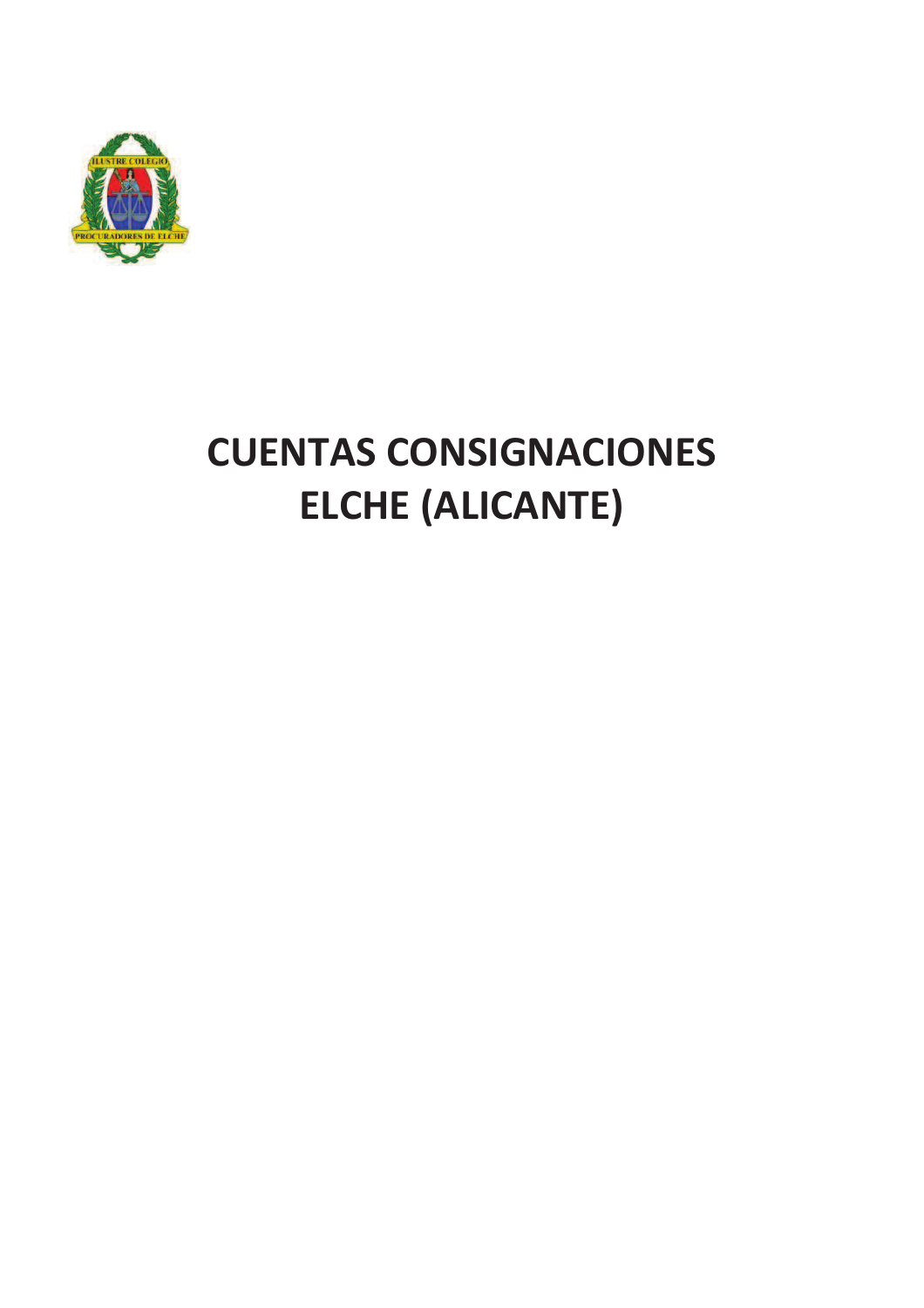# CUENTAS CONSIGNACIONES ELCHE (ALICANTE)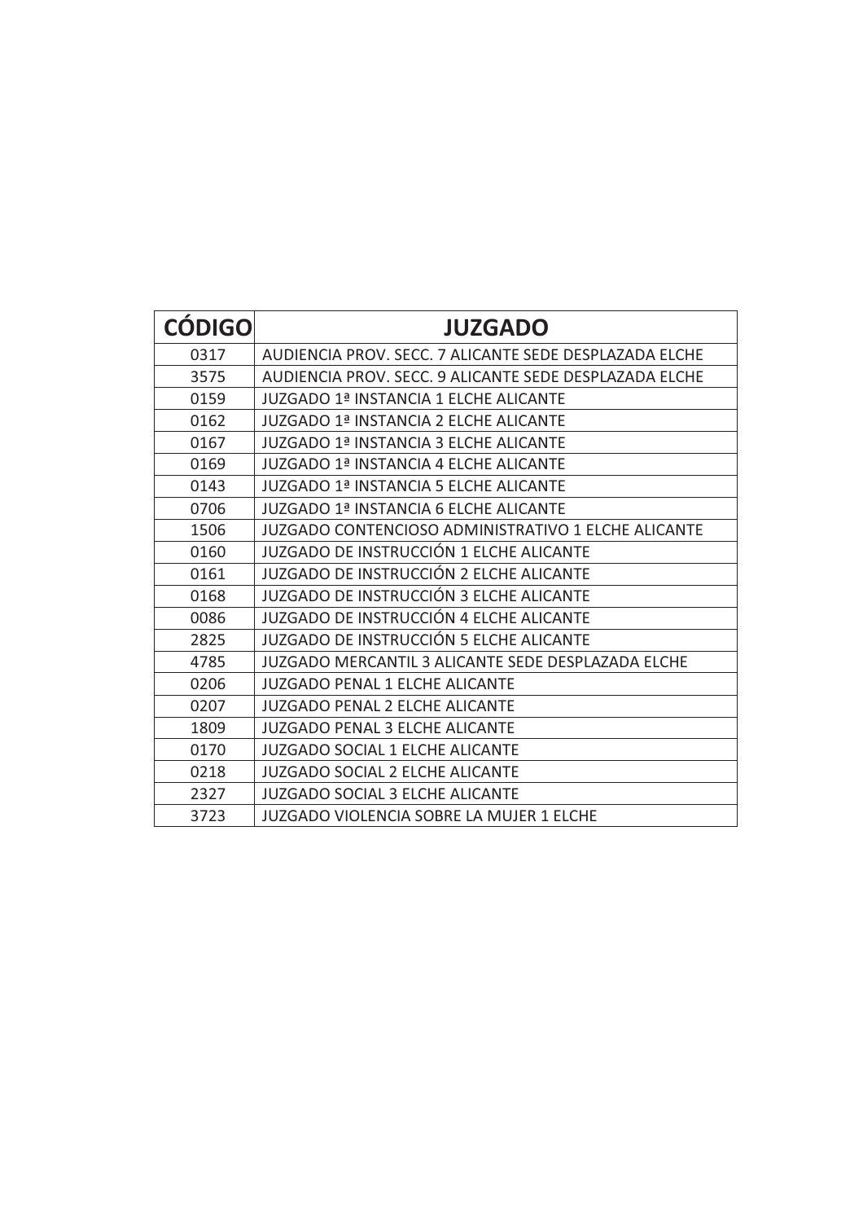| CÓDIGO | JUZGADO |
| --- | --- |
| 0317 | AUDIENCIA PROV. SECC. 7 ALICANTE SEDE DESPLAZADA ELCHE |
| 3575 | AUDIENCIA PROV. SECC. 9 ALICANTE SEDE DESPLAZADA ELCHE |
| 0159 | JUZGADO 1ª INSTANCIA 1 ELCHE ALICANTE |
| 0162 | JUZGADO 1ª INSTANCIA 2 ELCHE ALICANTE |
| 0167 | JUZGADO 1ª INSTANCIA 3 ELCHE ALICANTE |
| 0169 | JUZGADO 1ª INSTANCIA 4 ELCHE ALICANTE |
| 0143 | JUZGADO 1ª INSTANCIA 5 ELCHE ALICANTE |
| 0706 | JUZGADO 1ª INSTANCIA 6 ELCHE ALICANTE |
| 1506 | JUZGADO CONTENCIOSO ADMINISTRATIVO 1 ELCHE ALICANTE |
| 0160 | JUZGADO DE INSTRUCCIÓN 1 ELCHE ALICANTE |
| 0161 | JUZGADO DE INSTRUCCIÓN 2 ELCHE ALICANTE |
| 0168 | JUZGADO DE INSTRUCCIÓN 3 ELCHE ALICANTE |
| 0086 | JUZGADO DE INSTRUCCIÓN 4 ELCHE ALICANTE |
| 2825 | JUZGADO DE INSTRUCCIÓN 5 ELCHE ALICANTE |
| 4785 | JUZGADO MERCANTIL 3 ALICANTE SEDE DESPLAZADA ELCHE |
| 0206 | JUZGADO PENAL 1 ELCHE ALICANTE |
| 0207 | JUZGADO PENAL 2 ELCHE ALICANTE |
| 1809 | JUZGADO PENAL 3 ELCHE ALICANTE |
| 0170 | JUZGADO SOCIAL 1 ELCHE ALICANTE |
| 0218 | JUZGADO SOCIAL 2 ELCHE ALICANTE |
| 2327 | JUZGADO SOCIAL 3 ELCHE ALICANTE |
| 3723 | JUZGADO VIOLENCIA SOBRE LA MUJER 1 ELCHE |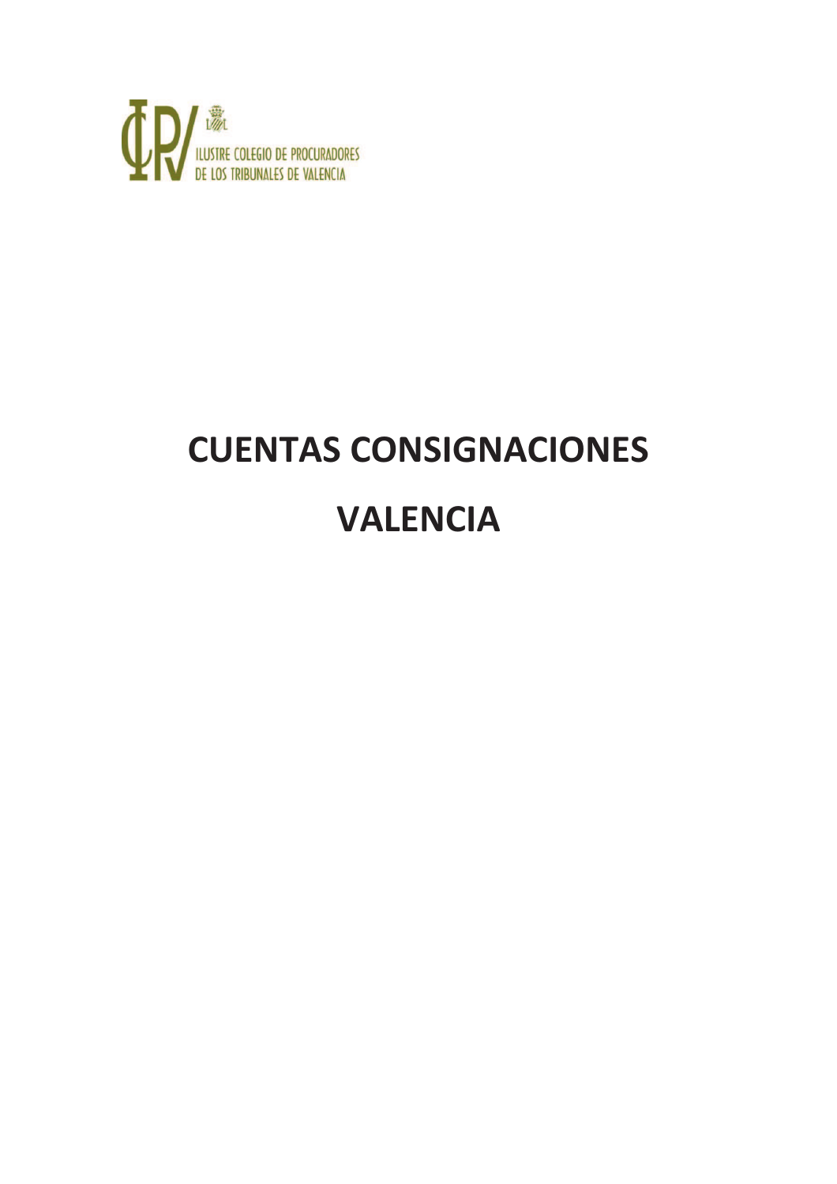ILUSTRE COLEGIO DE PROCURADORES DE LOS TRIBUNALES DE VALENCIA

# CUENTAS CONSIGNACIONES

# VALENCIA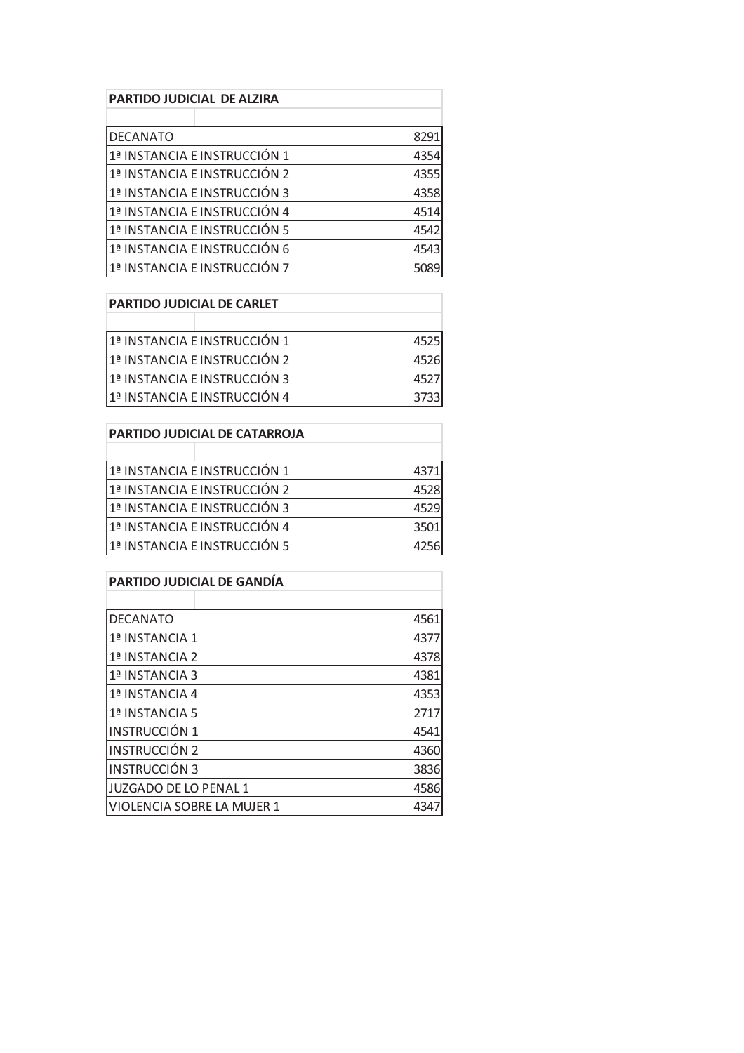| PARTIDO JUDICIAL DE ALZIRA | |
| --- | --- |
| DECANATO | 8291 |
| 1ª INSTANCIA E INSTRUCCIÓN 1 | 4354 |
| 1ª INSTANCIA E INSTRUCCIÓN 2 | 4355 |
| 1ª INSTANCIA E INSTRUCCIÓN 3 | 4358 |
| 1ª INSTANCIA E INSTRUCCIÓN 4 | 4514 |
| 1ª INSTANCIA E INSTRUCCIÓN 5 | 4542 |
| 1ª INSTANCIA E INSTRUCCIÓN 6 | 4543 |
| 1ª INSTANCIA E INSTRUCCIÓN 7 | 5089 |

| PARTIDO JUDICIAL DE CARLET | |
| --- | --- |
| 1ª INSTANCIA E INSTRUCCIÓN 1 | 4525 |
| 1ª INSTANCIA E INSTRUCCIÓN 2 | 4526 |
| 1ª INSTANCIA E INSTRUCCIÓN 3 | 4527 |
| 1ª INSTANCIA E INSTRUCCIÓN 4 | 3733 |

| PARTIDO JUDICIAL DE CATARROJA | |
| --- | --- |
| 1ª INSTANCIA E INSTRUCCIÓN 1 | 4371 |
| 1ª INSTANCIA E INSTRUCCIÓN 2 | 4528 |
| 1ª INSTANCIA E INSTRUCCIÓN 3 | 4529 |
| 1ª INSTANCIA E INSTRUCCIÓN 4 | 3501 |
| 1ª INSTANCIA E INSTRUCCIÓN 5 | 4256 |

| PARTIDO JUDICIAL DE GANDÍA | |
| --- | --- |
| DECANATO | 4561 |
| 1ª INSTANCIA 1 | 4377 |
| 1ª INSTANCIA 2 | 4378 |
| 1ª INSTANCIA 3 | 4381 |
| 1ª INSTANCIA 4 | 4353 |
| 1ª INSTANCIA 5 | 2717 |
| INSTRUCCIÓN 1 | 4541 |
| INSTRUCCIÓN 2 | 4360 |
| INSTRUCCIÓN 3 | 3836 |
| JUZGADO DE LO PENAL 1 | 4586 |
| VIOLENCIA SOBRE LA MUJER 1 | 4347 |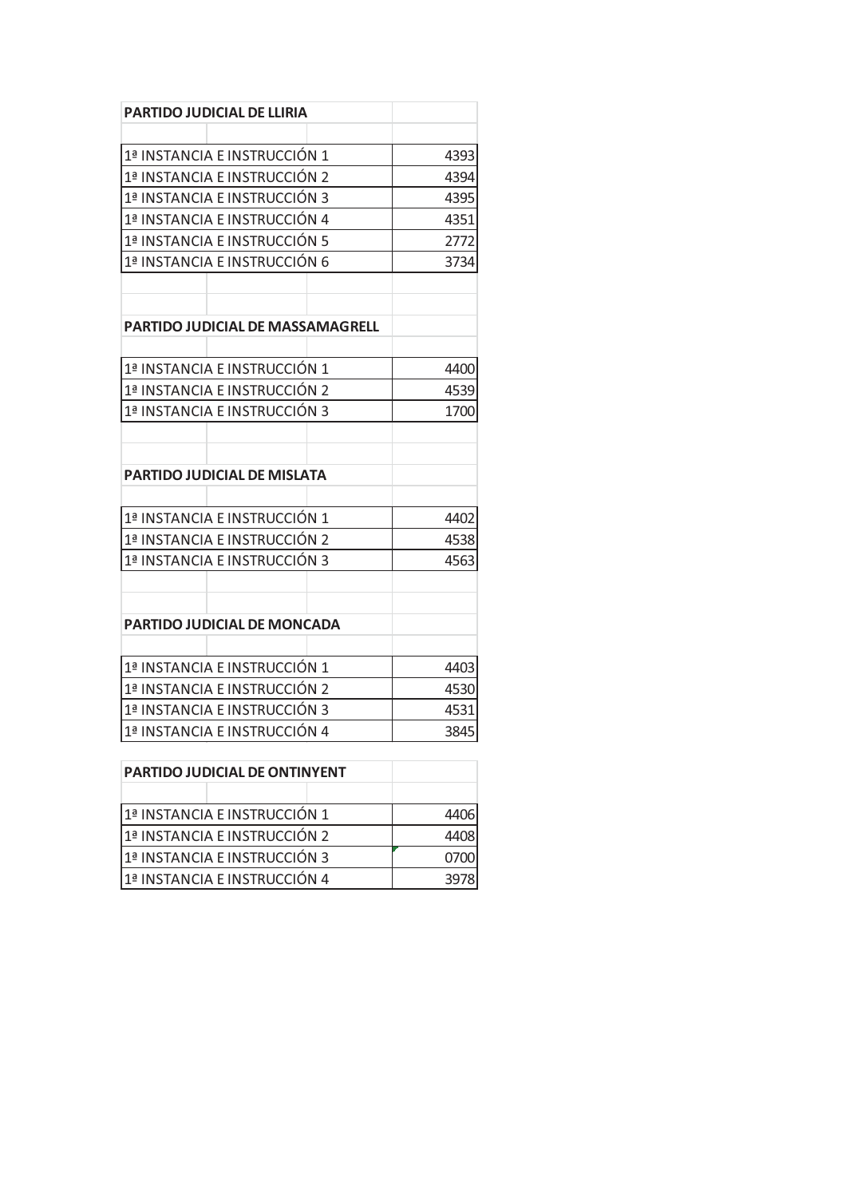| PARTIDO JUDICIAL DE LLIRIA | |
|---|---|
| 1ª INSTANCIA E INSTRUCCIÓN 1 | 4393 |
| 1ª INSTANCIA E INSTRUCCIÓN 2 | 4394 |
| 1ª INSTANCIA E INSTRUCCIÓN 3 | 4395 |
| 1ª INSTANCIA E INSTRUCCIÓN 4 | 4351 |
| 1ª INSTANCIA E INSTRUCCIÓN 5 | 2772 |
| 1ª INSTANCIA E INSTRUCCIÓN 6 | 3734 |

| PARTIDO JUDICIAL DE MASSAMAGRELL | |
|---|---|
| 1ª INSTANCIA E INSTRUCCIÓN 1 | 4400 |
| 1ª INSTANCIA E INSTRUCCIÓN 2 | 4539 |
| 1ª INSTANCIA E INSTRUCCIÓN 3 | 1700 |

| PARTIDO JUDICIAL DE MISLATA | |
|---|---|
| 1ª INSTANCIA E INSTRUCCIÓN 1 | 4402 |
| 1ª INSTANCIA E INSTRUCCIÓN 2 | 4538 |
| 1ª INSTANCIA E INSTRUCCIÓN 3 | 4563 |

| PARTIDO JUDICIAL DE MONCADA | |
|---|---|
| 1ª INSTANCIA E INSTRUCCIÓN 1 | 4403 |
| 1ª INSTANCIA E INSTRUCCIÓN 2 | 4530 |
| 1ª INSTANCIA E INSTRUCCIÓN 3 | 4531 |
| 1ª INSTANCIA E INSTRUCCIÓN 4 | 3845 |

| PARTIDO JUDICIAL DE ONTINYENT | |
|---|---|
| 1ª INSTANCIA E INSTRUCCIÓN 1 | 4406 |
| 1ª INSTANCIA E INSTRUCCIÓN 2 | 4408 |
| 1ª INSTANCIA E INSTRUCCIÓN 3 | 0700 |
| 1ª INSTANCIA E INSTRUCCIÓN 4 | 3978 |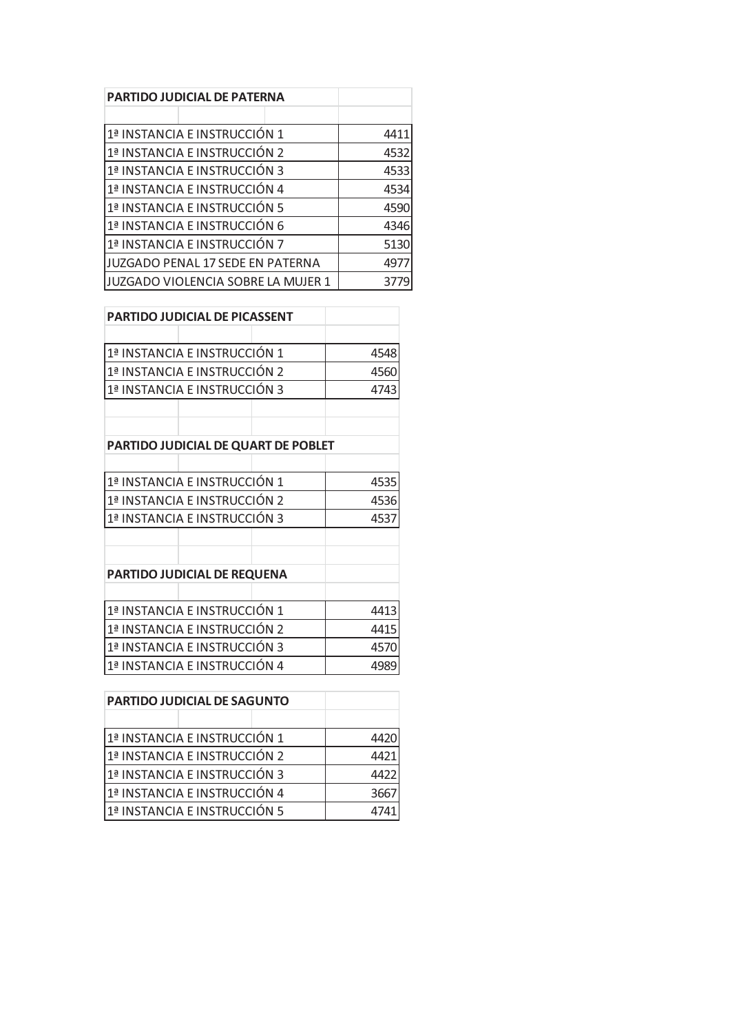| PARTIDO JUDICIAL DE PATERNA | |
|---|---|
| 1ª INSTANCIA E INSTRUCCIÓN 1 | 4411 |
| 1ª INSTANCIA E INSTRUCCIÓN 2 | 4532 |
| 1ª INSTANCIA E INSTRUCCIÓN 3 | 4533 |
| 1ª INSTANCIA E INSTRUCCIÓN 4 | 4534 |
| 1ª INSTANCIA E INSTRUCCIÓN 5 | 4590 |
| 1ª INSTANCIA E INSTRUCCIÓN 6 | 4346 |
| 1ª INSTANCIA E INSTRUCCIÓN 7 | 5130 |
| JUZGADO PENAL 17 SEDE EN PATERNA | 4977 |
| JUZGADO VIOLENCIA SOBRE LA MUJER 1 | 3779 |

| PARTIDO JUDICIAL DE PICASSENT | |
|---|---|
| 1ª INSTANCIA E INSTRUCCIÓN 1 | 4548 |
| 1ª INSTANCIA E INSTRUCCIÓN 2 | 4560 |
| 1ª INSTANCIA E INSTRUCCIÓN 3 | 4743 |

| PARTIDO JUDICIAL DE QUART DE POBLET | |
|---|---|
| 1ª INSTANCIA E INSTRUCCIÓN 1 | 4535 |
| 1ª INSTANCIA E INSTRUCCIÓN 2 | 4536 |
| 1ª INSTANCIA E INSTRUCCIÓN 3 | 4537 |

| PARTIDO JUDICIAL DE REQUENA | |
|---|---|
| 1ª INSTANCIA E INSTRUCCIÓN 1 | 4413 |
| 1ª INSTANCIA E INSTRUCCIÓN 2 | 4415 |
| 1ª INSTANCIA E INSTRUCCIÓN 3 | 4570 |
| 1ª INSTANCIA E INSTRUCCIÓN 4 | 4989 |

| PARTIDO JUDICIAL DE SAGUNTO | |
|---|---|
| 1ª INSTANCIA E INSTRUCCIÓN 1 | 4420 |
| 1ª INSTANCIA E INSTRUCCIÓN 2 | 4421 |
| 1ª INSTANCIA E INSTRUCCIÓN 3 | 4422 |
| 1ª INSTANCIA E INSTRUCCIÓN 4 | 3667 |
| 1ª INSTANCIA E INSTRUCCIÓN 5 | 4741 |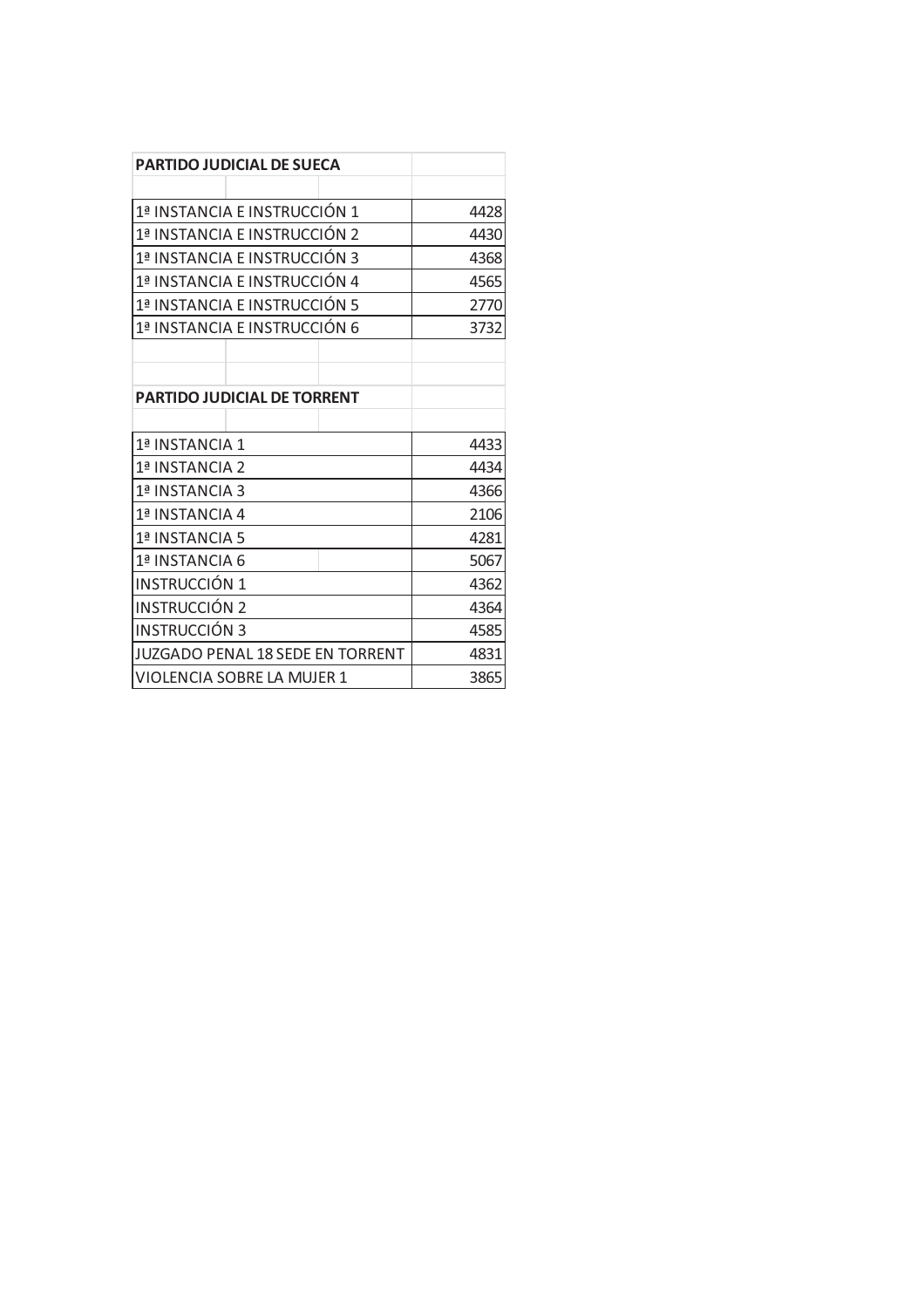| PARTIDO JUDICIAL DE SUECA | |
|---|---|
| | |
| 1ª INSTANCIA E INSTRUCCIÓN 1 | 4428 |
| 1ª INSTANCIA E INSTRUCCIÓN 2 | 4430 |
| 1ª INSTANCIA E INSTRUCCIÓN 3 | 4368 |
| 1ª INSTANCIA E INSTRUCCIÓN 4 | 4565 |
| 1ª INSTANCIA E INSTRUCCIÓN 5 | 2770 |
| 1ª INSTANCIA E INSTRUCCIÓN 6 | 3732 |

| PARTIDO JUDICIAL DE TORRENT | |
|---|---|
| | |
| 1ª INSTANCIA 1 | 4433 |
| 1ª INSTANCIA 2 | 4434 |
| 1ª INSTANCIA 3 | 4366 |
| 1ª INSTANCIA 4 | 2106 |
| 1ª INSTANCIA 5 | 4281 |
| 1ª INSTANCIA 6 | 5067 |
| INSTRUCCIÓN 1 | 4362 |
| INSTRUCCIÓN 2 | 4364 |
| INSTRUCCIÓN 3 | 4585 |
| JUZGADO PENAL 18 SEDE EN TORRENT | 4831 |
| VIOLENCIA SOBRE LA MUJER 1 | 3865 |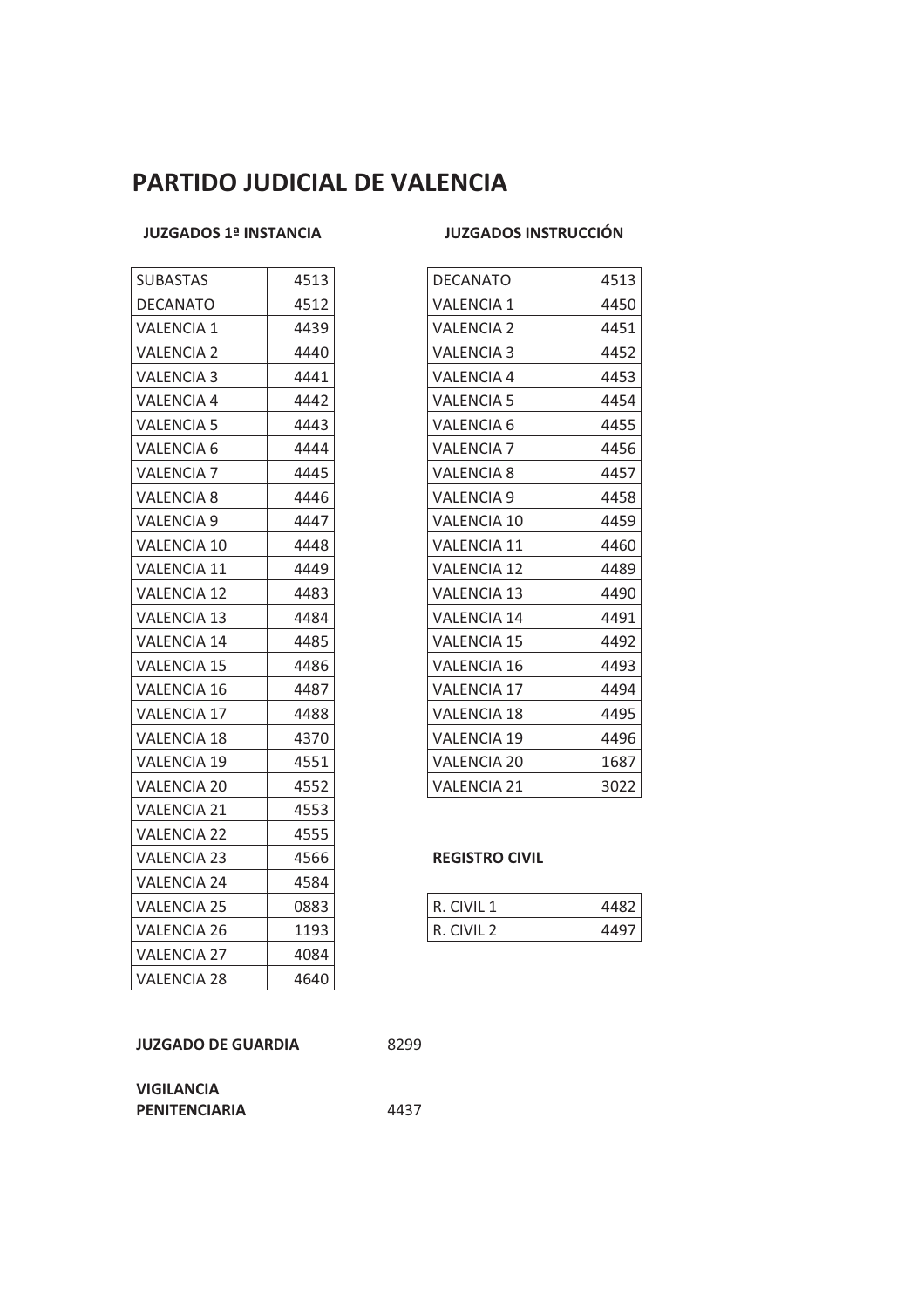# PARTIDO JUDICIAL DE VALENCIA

**JUZGADOS 1ª INSTANCIA**

| SUBASTAS | 4513 |
|---|---|
| DECANATO | 4512 |
| VALENCIA 1 | 4439 |
| VALENCIA 2 | 4440 |
| VALENCIA 3 | 4441 |
| VALENCIA 4 | 4442 |
| VALENCIA 5 | 4443 |
| VALENCIA 6 | 4444 |
| VALENCIA 7 | 4445 |
| VALENCIA 8 | 4446 |
| VALENCIA 9 | 4447 |
| VALENCIA 10 | 4448 |
| VALENCIA 11 | 4449 |
| VALENCIA 12 | 4483 |
| VALENCIA 13 | 4484 |
| VALENCIA 14 | 4485 |
| VALENCIA 15 | 4486 |
| VALENCIA 16 | 4487 |
| VALENCIA 17 | 4488 |
| VALENCIA 18 | 4370 |
| VALENCIA 19 | 4551 |
| VALENCIA 20 | 4552 |
| VALENCIA 21 | 4553 |
| VALENCIA 22 | 4555 |
| VALENCIA 23 | 4566 |
| VALENCIA 24 | 4584 |
| VALENCIA 25 | 0883 |
| VALENCIA 26 | 1193 |
| VALENCIA 27 | 4084 |
| VALENCIA 28 | 4640 |

**JUZGADOS INSTRUCCIÓN**

| DECANATO | 4513 |
|---|---|
| VALENCIA 1 | 4450 |
| VALENCIA 2 | 4451 |
| VALENCIA 3 | 4452 |
| VALENCIA 4 | 4453 |
| VALENCIA 5 | 4454 |
| VALENCIA 6 | 4455 |
| VALENCIA 7 | 4456 |
| VALENCIA 8 | 4457 |
| VALENCIA 9 | 4458 |
| VALENCIA 10 | 4459 |
| VALENCIA 11 | 4460 |
| VALENCIA 12 | 4489 |
| VALENCIA 13 | 4490 |
| VALENCIA 14 | 4491 |
| VALENCIA 15 | 4492 |
| VALENCIA 16 | 4493 |
| VALENCIA 17 | 4494 |
| VALENCIA 18 | 4495 |
| VALENCIA 19 | 4496 |
| VALENCIA 20 | 1687 |
| VALENCIA 21 | 3022 |

**REGISTRO CIVIL**

| R. CIVIL 1 | 4482 |
|---|---|
| R. CIVIL 2 | 4497 |

**JUZGADO DE GUARDIA** 8299

**VIGILANCIA PENITENCIARIA** 4437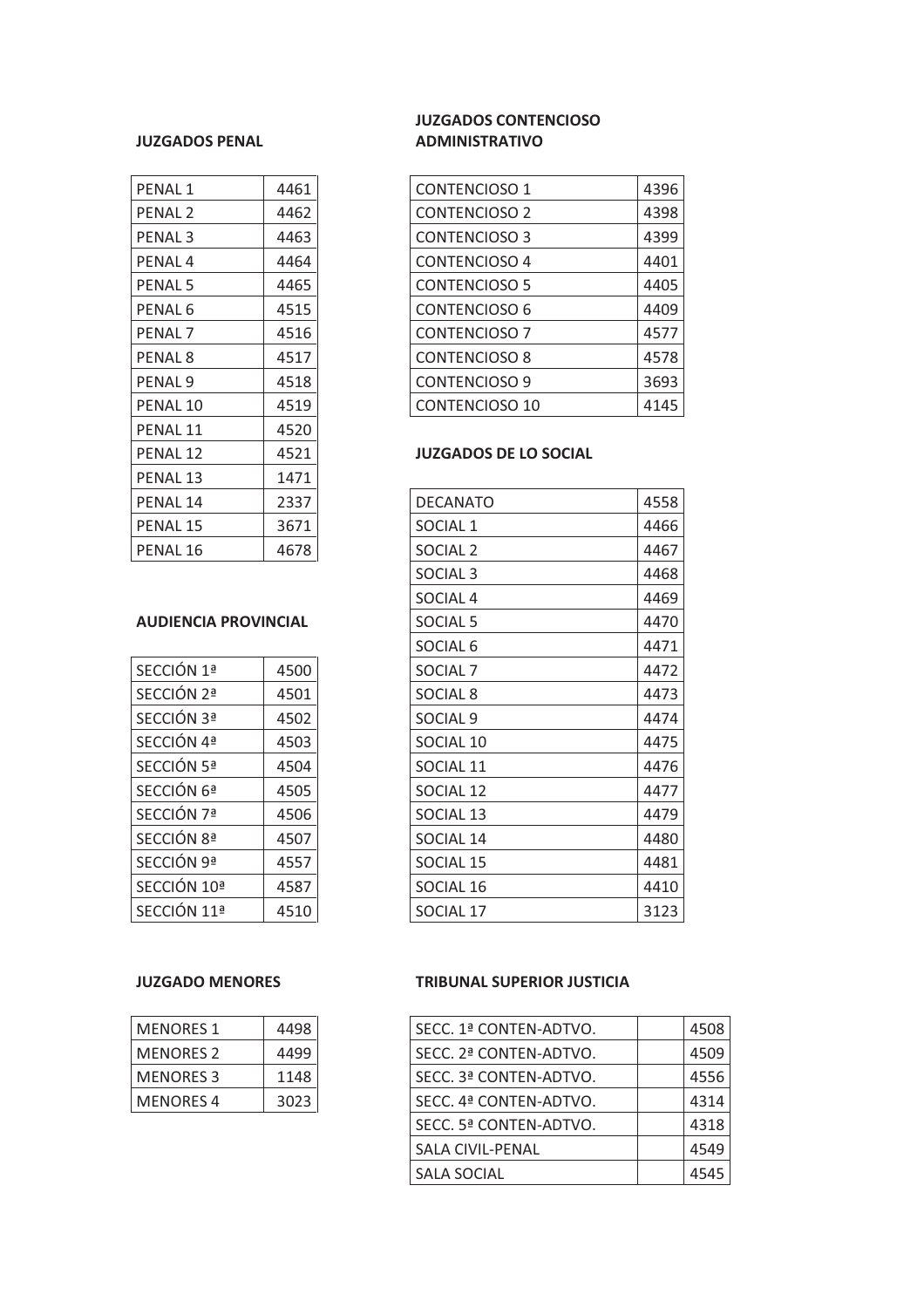**JUZGADOS PENAL**

| | |
|---|---|
| PENAL 1 | 4461 |
| PENAL 2 | 4462 |
| PENAL 3 | 4463 |
| PENAL 4 | 4464 |
| PENAL 5 | 4465 |
| PENAL 6 | 4515 |
| PENAL 7 | 4516 |
| PENAL 8 | 4517 |
| PENAL 9 | 4518 |
| PENAL 10 | 4519 |
| PENAL 11 | 4520 |
| PENAL 12 | 4521 |
| PENAL 13 | 1471 |
| PENAL 14 | 2337 |
| PENAL 15 | 3671 |
| PENAL 16 | 4678 |

**AUDIENCIA PROVINCIAL**

| | |
|---|---|
| SECCIÓN 1ª | 4500 |
| SECCIÓN 2ª | 4501 |
| SECCIÓN 3ª | 4502 |
| SECCIÓN 4ª | 4503 |
| SECCIÓN 5ª | 4504 |
| SECCIÓN 6ª | 4505 |
| SECCIÓN 7ª | 4506 |
| SECCIÓN 8ª | 4507 |
| SECCIÓN 9ª | 4557 |
| SECCIÓN 10ª | 4587 |
| SECCIÓN 11ª | 4510 |

**JUZGADO MENORES**

| | |
|---|---|
| MENORES 1 | 4498 |
| MENORES 2 | 4499 |
| MENORES 3 | 1148 |
| MENORES 4 | 3023 |

**JUZGADOS CONTENCIOSO ADMINISTRATIVO**

| | |
|---|---|
| CONTENCIOSO 1 | 4396 |
| CONTENCIOSO 2 | 4398 |
| CONTENCIOSO 3 | 4399 |
| CONTENCIOSO 4 | 4401 |
| CONTENCIOSO 5 | 4405 |
| CONTENCIOSO 6 | 4409 |
| CONTENCIOSO 7 | 4577 |
| CONTENCIOSO 8 | 4578 |
| CONTENCIOSO 9 | 3693 |
| CONTENCIOSO 10 | 4145 |

**JUZGADOS DE LO SOCIAL**

| | |
|---|---|
| DECANATO | 4558 |
| SOCIAL 1 | 4466 |
| SOCIAL 2 | 4467 |
| SOCIAL 3 | 4468 |
| SOCIAL 4 | 4469 |
| SOCIAL 5 | 4470 |
| SOCIAL 6 | 4471 |
| SOCIAL 7 | 4472 |
| SOCIAL 8 | 4473 |
| SOCIAL 9 | 4474 |
| SOCIAL 10 | 4475 |
| SOCIAL 11 | 4476 |
| SOCIAL 12 | 4477 |
| SOCIAL 13 | 4479 |
| SOCIAL 14 | 4480 |
| SOCIAL 15 | 4481 |
| SOCIAL 16 | 4410 |
| SOCIAL 17 | 3123 |

**TRIBUNAL SUPERIOR JUSTICIA**

| | | |
|---|---|---|
| SECC. 1ª CONTEN-ADTVO. | | 4508 |
| SECC. 2ª CONTEN-ADTVO. | | 4509 |
| SECC. 3ª CONTEN-ADTVO. | | 4556 |
| SECC. 4ª CONTEN-ADTVO. | | 4314 |
| SECC. 5ª CONTEN-ADTVO. | | 4318 |
| SALA CIVIL-PENAL | | 4549 |
| SALA SOCIAL | | 4545 |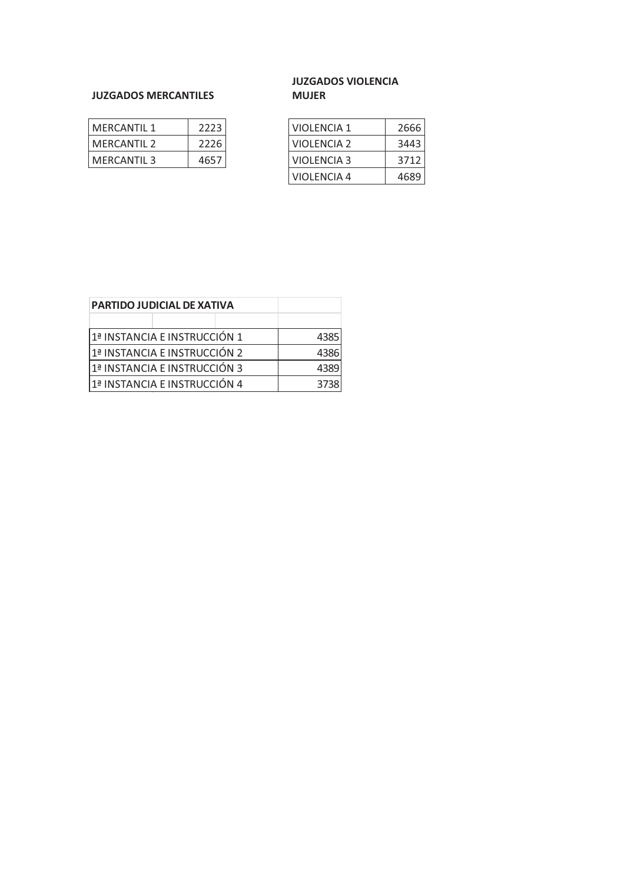**JUZGADOS MERCANTILES**

| | |
|---|---|
| MERCANTIL 1 | 2223 |
| MERCANTIL 2 | 2226 |
| MERCANTIL 3 | 4657 |

**JUZGADOS VIOLENCIA MUJER**

| | |
|---|---|
| VIOLENCIA 1 | 2666 |
| VIOLENCIA 2 | 3443 |
| VIOLENCIA 3 | 3712 |
| VIOLENCIA 4 | 4689 |

| PARTIDO JUDICIAL DE XATIVA | |
|---|---|
| | |
| 1ª INSTANCIA E INSTRUCCIÓN 1 | 4385 |
| 1ª INSTANCIA E INSTRUCCIÓN 2 | 4386 |
| 1ª INSTANCIA E INSTRUCCIÓN 3 | 4389 |
| 1ª INSTANCIA E INSTRUCCIÓN 4 | 3738 |